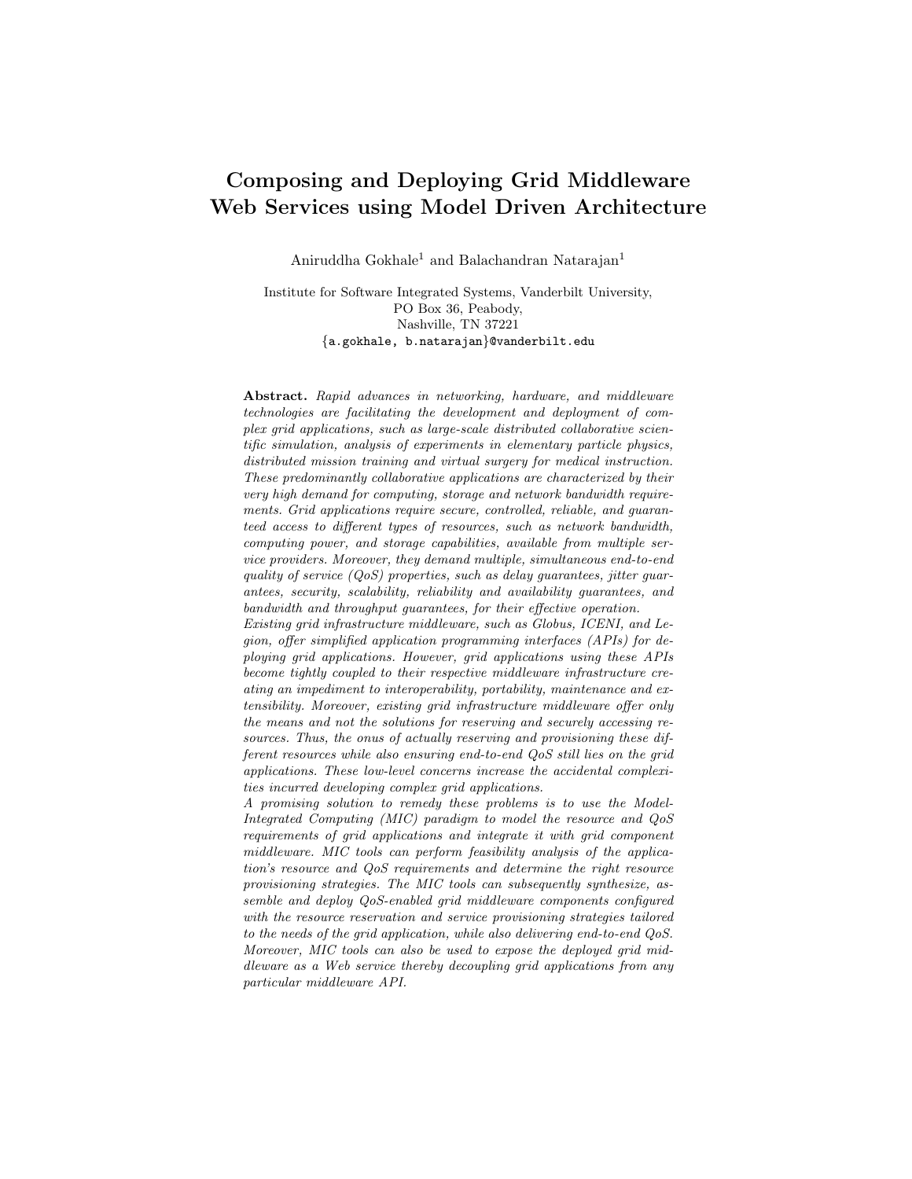# Composing and Deploying Grid Middleware Web Services using Model Driven Architecture

Aniruddha Gokhale[1] and Balachandran Natarajan[1]

Institute for Software Integrated Systems, Vanderbilt University,
PO Box 36, Peabody,
Nashville, TN 37221
{a.gokhale, b.natarajan}@vanderbilt.edu

**Abstract.** *Rapid advances in networking, hardware, and middleware technologies are facilitating the development and deployment of complex grid applications, such as large-scale distributed collaborative scientific simulation, analysis of experiments in elementary particle physics, distributed mission training and virtual surgery for medical instruction. These predominantly collaborative applications are characterized by their very high demand for computing, storage and network bandwidth requirements. Grid applications require secure, controlled, reliable, and guaranteed access to different types of resources, such as network bandwidth, computing power, and storage capabilities, available from multiple service providers. Moreover, they demand multiple, simultaneous end-to-end quality of service (QoS) properties, such as delay guarantees, jitter guarantees, security, scalability, reliability and availability guarantees, and bandwidth and throughput guarantees, for their effective operation.*

*Existing grid infrastructure middleware, such as Globus, ICENI, and Legion, offer simplified application programming interfaces (APIs) for deploying grid applications. However, grid applications using these APIs become tightly coupled to their respective middleware infrastructure creating an impediment to interoperability, portability, maintenance and extensibility. Moreover, existing grid infrastructure middleware offer only the means and not the solutions for reserving and securely accessing resources. Thus, the onus of actually reserving and provisioning these different resources while also ensuring end-to-end QoS still lies on the grid applications. These low-level concerns increase the accidental complexities incurred developing complex grid applications.*

*A promising solution to remedy these problems is to use the Model-Integrated Computing (MIC) paradigm to model the resource and QoS requirements of grid applications and integrate it with grid component middleware. MIC tools can perform feasibility analysis of the application's resource and QoS requirements and determine the right resource provisioning strategies. The MIC tools can subsequently synthesize, assemble and deploy QoS-enabled grid middleware components configured with the resource reservation and service provisioning strategies tailored to the needs of the grid application, while also delivering end-to-end QoS. Moreover, MIC tools can also be used to expose the deployed grid middleware as a Web service thereby decoupling grid applications from any particular middleware API.*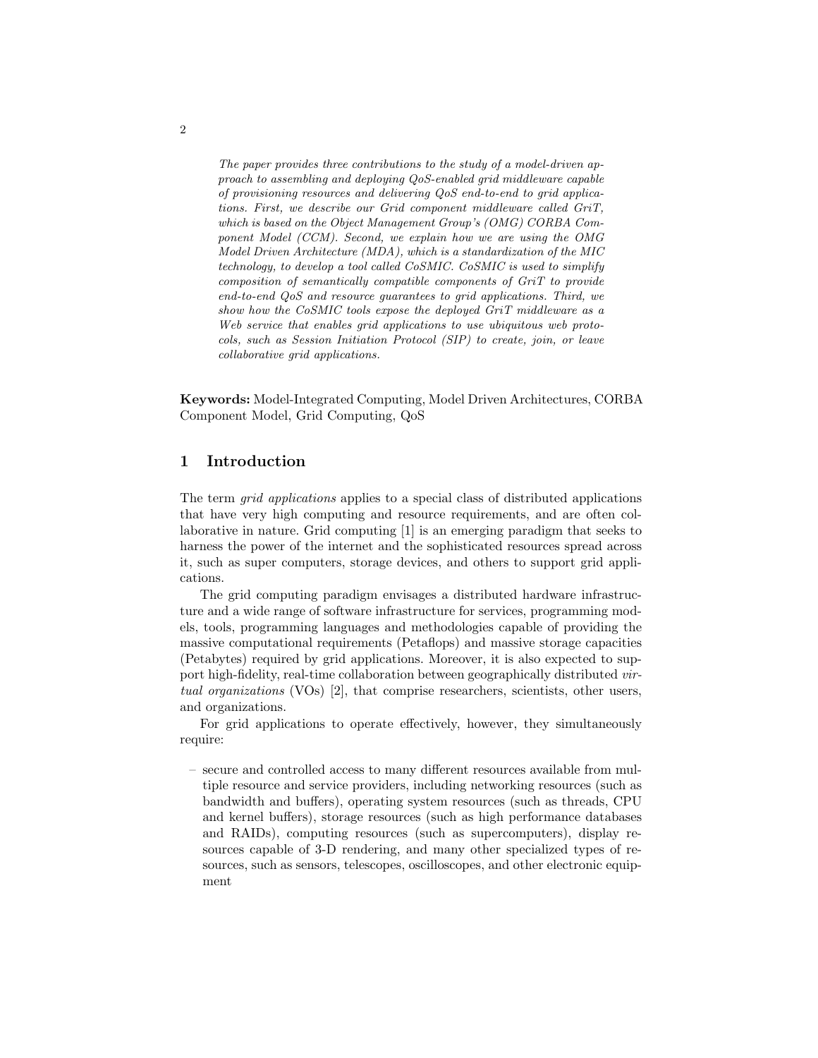*The paper provides three contributions to the study of a model-driven approach to assembling and deploying QoS-enabled grid middleware capable of provisioning resources and delivering QoS end-to-end to grid applications. First, we describe our Grid component middleware called GriT, which is based on the Object Management Group's (OMG) CORBA Component Model (CCM). Second, we explain how we are using the OMG Model Driven Architecture (MDA), which is a standardization of the MIC technology, to develop a tool called CoSMIC. CoSMIC is used to simplify composition of semantically compatible components of GriT to provide end-to-end QoS and resource guarantees to grid applications. Third, we show how the CoSMIC tools expose the deployed GriT middleware as a Web service that enables grid applications to use ubiquitous web protocols, such as Session Initiation Protocol (SIP) to create, join, or leave collaborative grid applications.*

**Keywords:** Model-Integrated Computing, Model Driven Architectures, CORBA Component Model, Grid Computing, QoS

## 1 Introduction

The term *grid applications* applies to a special class of distributed applications that have very high computing and resource requirements, and are often collaborative in nature. Grid computing [1] is an emerging paradigm that seeks to harness the power of the internet and the sophisticated resources spread across it, such as super computers, storage devices, and others to support grid applications.

The grid computing paradigm envisages a distributed hardware infrastructure and a wide range of software infrastructure for services, programming models, tools, programming languages and methodologies capable of providing the massive computational requirements (Petaflops) and massive storage capacities (Petabytes) required by grid applications. Moreover, it is also expected to support high-fidelity, real-time collaboration between geographically distributed *virtual organizations* (VOs) [2], that comprise researchers, scientists, other users, and organizations.

For grid applications to operate effectively, however, they simultaneously require:

– secure and controlled access to many different resources available from multiple resource and service providers, including networking resources (such as bandwidth and buffers), operating system resources (such as threads, CPU and kernel buffers), storage resources (such as high performance databases and RAIDs), computing resources (such as supercomputers), display resources capable of 3-D rendering, and many other specialized types of resources, such as sensors, telescopes, oscilloscopes, and other electronic equipment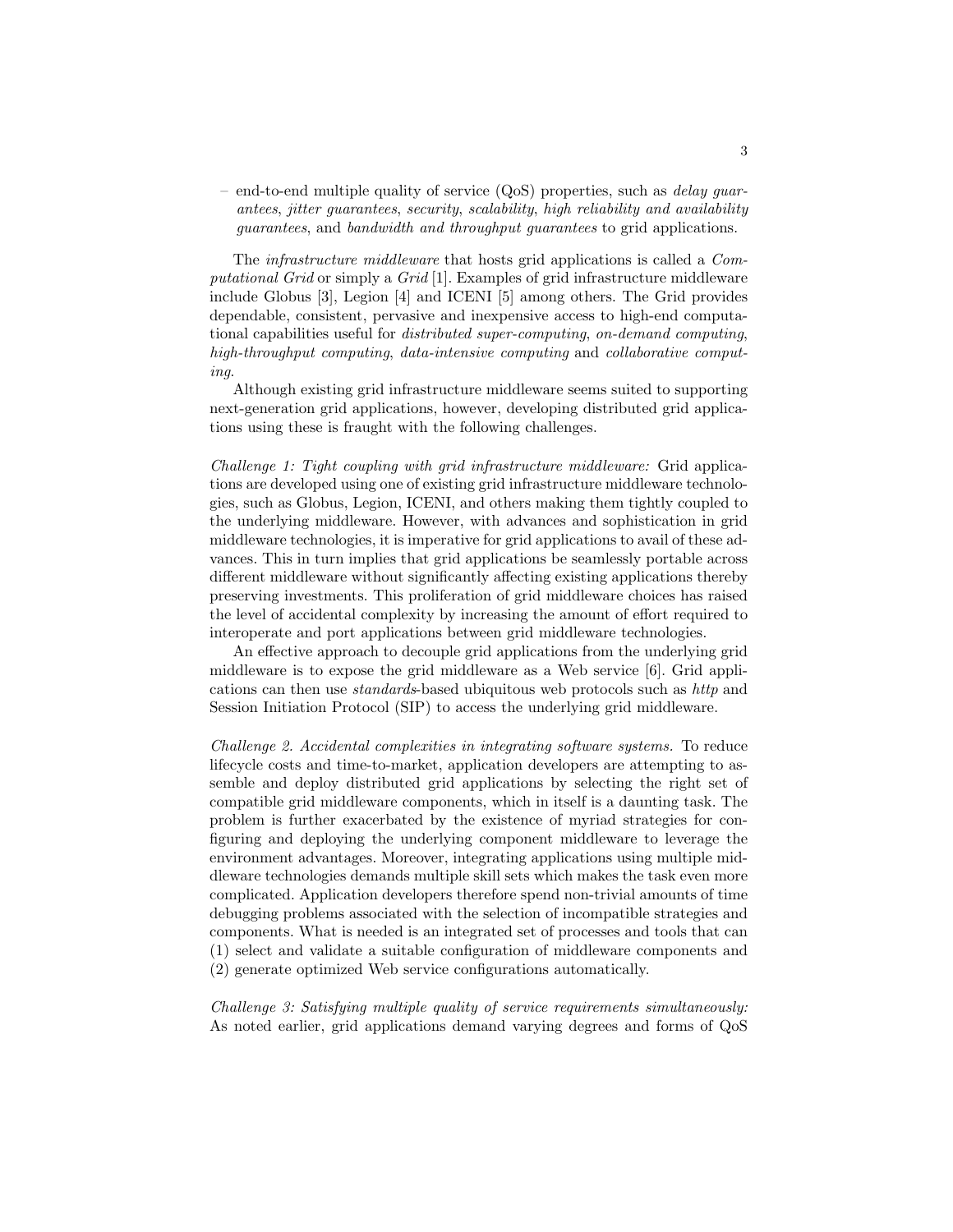– end-to-end multiple quality of service (QoS) properties, such as *delay guarantees*, *jitter guarantees*, *security*, *scalability*, *high reliability and availability guarantees*, and *bandwidth and throughput guarantees* to grid applications.

The *infrastructure middleware* that hosts grid applications is called a *Computational Grid* or simply a *Grid* [1]. Examples of grid infrastructure middleware include Globus [3], Legion [4] and ICENI [5] among others. The Grid provides dependable, consistent, pervasive and inexpensive access to high-end computational capabilities useful for *distributed super-computing*, *on-demand computing*, *high-throughput computing*, *data-intensive computing* and *collaborative computing*.

Although existing grid infrastructure middleware seems suited to supporting next-generation grid applications, however, developing distributed grid applications using these is fraught with the following challenges.

*Challenge 1: Tight coupling with grid infrastructure middleware:* Grid applications are developed using one of existing grid infrastructure middleware technologies, such as Globus, Legion, ICENI, and others making them tightly coupled to the underlying middleware. However, with advances and sophistication in grid middleware technologies, it is imperative for grid applications to avail of these advances. This in turn implies that grid applications be seamlessly portable across different middleware without significantly affecting existing applications thereby preserving investments. This proliferation of grid middleware choices has raised the level of accidental complexity by increasing the amount of effort required to interoperate and port applications between grid middleware technologies.

An effective approach to decouple grid applications from the underlying grid middleware is to expose the grid middleware as a Web service [6]. Grid applications can then use *standards*-based ubiquitous web protocols such as *http* and Session Initiation Protocol (SIP) to access the underlying grid middleware.

*Challenge 2. Accidental complexities in integrating software systems.* To reduce lifecycle costs and time-to-market, application developers are attempting to assemble and deploy distributed grid applications by selecting the right set of compatible grid middleware components, which in itself is a daunting task. The problem is further exacerbated by the existence of myriad strategies for configuring and deploying the underlying component middleware to leverage the environment advantages. Moreover, integrating applications using multiple middleware technologies demands multiple skill sets which makes the task even more complicated. Application developers therefore spend non-trivial amounts of time debugging problems associated with the selection of incompatible strategies and components. What is needed is an integrated set of processes and tools that can (1) select and validate a suitable configuration of middleware components and (2) generate optimized Web service configurations automatically.

*Challenge 3: Satisfying multiple quality of service requirements simultaneously:* As noted earlier, grid applications demand varying degrees and forms of QoS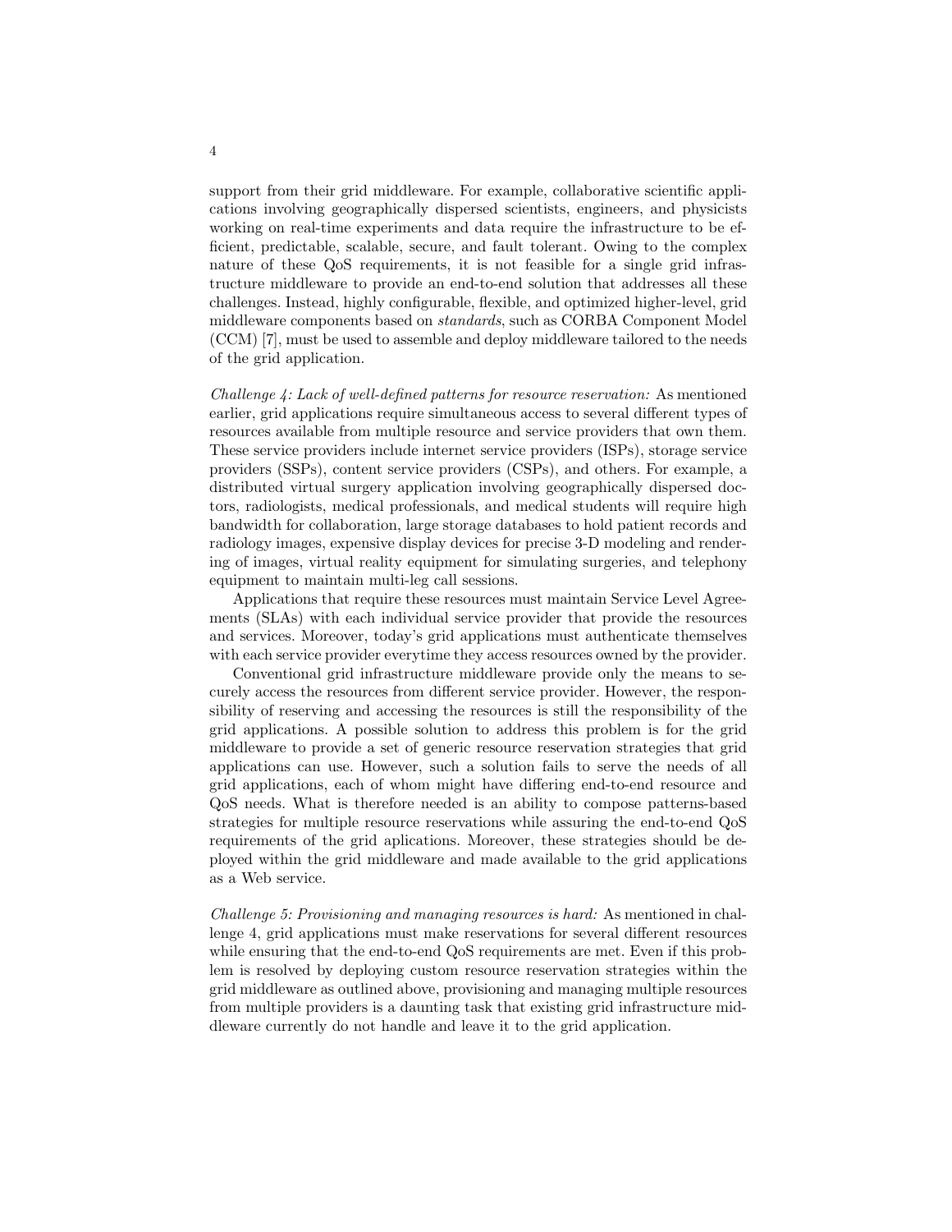support from their grid middleware. For example, collaborative scientific applications involving geographically dispersed scientists, engineers, and physicists working on real-time experiments and data require the infrastructure to be efficient, predictable, scalable, secure, and fault tolerant. Owing to the complex nature of these QoS requirements, it is not feasible for a single grid infrastructure middleware to provide an end-to-end solution that addresses all these challenges. Instead, highly configurable, flexible, and optimized higher-level, grid middleware components based on *standards*, such as CORBA Component Model (CCM) [7], must be used to assemble and deploy middleware tailored to the needs of the grid application.

*Challenge 4: Lack of well-defined patterns for resource reservation:* As mentioned earlier, grid applications require simultaneous access to several different types of resources available from multiple resource and service providers that own them. These service providers include internet service providers (ISPs), storage service providers (SSPs), content service providers (CSPs), and others. For example, a distributed virtual surgery application involving geographically dispersed doctors, radiologists, medical professionals, and medical students will require high bandwidth for collaboration, large storage databases to hold patient records and radiology images, expensive display devices for precise 3-D modeling and rendering of images, virtual reality equipment for simulating surgeries, and telephony equipment to maintain multi-leg call sessions.

Applications that require these resources must maintain Service Level Agreements (SLAs) with each individual service provider that provide the resources and services. Moreover, today's grid applications must authenticate themselves with each service provider everytime they access resources owned by the provider.

Conventional grid infrastructure middleware provide only the means to securely access the resources from different service provider. However, the responsibility of reserving and accessing the resources is still the responsibility of the grid applications. A possible solution to address this problem is for the grid middleware to provide a set of generic resource reservation strategies that grid applications can use. However, such a solution fails to serve the needs of all grid applications, each of whom might have differing end-to-end resource and QoS needs. What is therefore needed is an ability to compose patterns-based strategies for multiple resource reservations while assuring the end-to-end QoS requirements of the grid aplications. Moreover, these strategies should be deployed within the grid middleware and made available to the grid applications as a Web service.

*Challenge 5: Provisioning and managing resources is hard:* As mentioned in challenge 4, grid applications must make reservations for several different resources while ensuring that the end-to-end QoS requirements are met. Even if this problem is resolved by deploying custom resource reservation strategies within the grid middleware as outlined above, provisioning and managing multiple resources from multiple providers is a daunting task that existing grid infrastructure middleware currently do not handle and leave it to the grid application.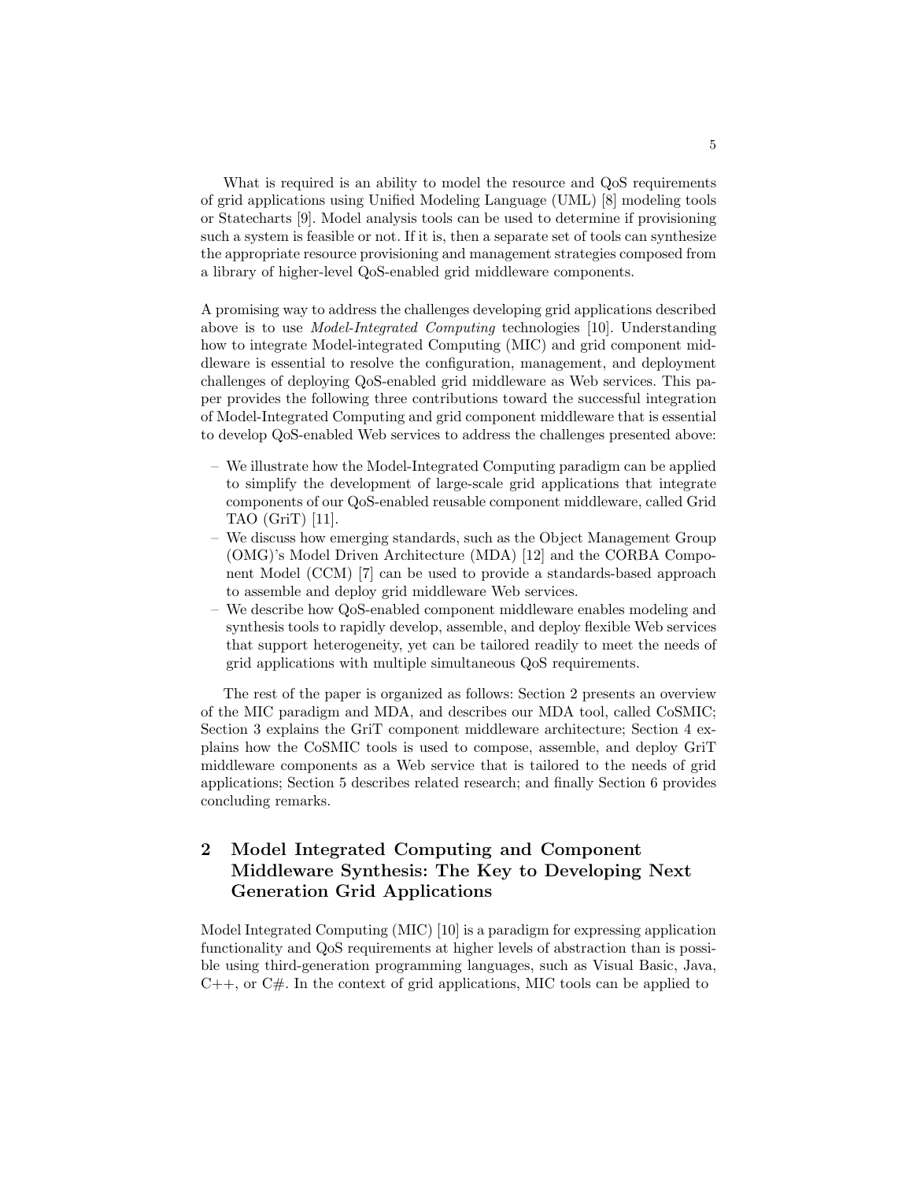What is required is an ability to model the resource and QoS requirements of grid applications using Unified Modeling Language (UML) [8] modeling tools or Statecharts [9]. Model analysis tools can be used to determine if provisioning such a system is feasible or not. If it is, then a separate set of tools can synthesize the appropriate resource provisioning and management strategies composed from a library of higher-level QoS-enabled grid middleware components.

A promising way to address the challenges developing grid applications described above is to use *Model-Integrated Computing* technologies [10]. Understanding how to integrate Model-integrated Computing (MIC) and grid component middleware is essential to resolve the configuration, management, and deployment challenges of deploying QoS-enabled grid middleware as Web services. This paper provides the following three contributions toward the successful integration of Model-Integrated Computing and grid component middleware that is essential to develop QoS-enabled Web services to address the challenges presented above:

- We illustrate how the Model-Integrated Computing paradigm can be applied to simplify the development of large-scale grid applications that integrate components of our QoS-enabled reusable component middleware, called Grid TAO (GriT) [11].
- We discuss how emerging standards, such as the Object Management Group (OMG)'s Model Driven Architecture (MDA) [12] and the CORBA Component Model (CCM) [7] can be used to provide a standards-based approach to assemble and deploy grid middleware Web services.
- We describe how QoS-enabled component middleware enables modeling and synthesis tools to rapidly develop, assemble, and deploy flexible Web services that support heterogeneity, yet can be tailored readily to meet the needs of grid applications with multiple simultaneous QoS requirements.

The rest of the paper is organized as follows: Section 2 presents an overview of the MIC paradigm and MDA, and describes our MDA tool, called CoSMIC; Section 3 explains the GriT component middleware architecture; Section 4 explains how the CoSMIC tools is used to compose, assemble, and deploy GriT middleware components as a Web service that is tailored to the needs of grid applications; Section 5 describes related research; and finally Section 6 provides concluding remarks.

## 2 Model Integrated Computing and Component Middleware Synthesis: The Key to Developing Next Generation Grid Applications

Model Integrated Computing (MIC) [10] is a paradigm for expressing application functionality and QoS requirements at higher levels of abstraction than is possible using third-generation programming languages, such as Visual Basic, Java, C++, or C#. In the context of grid applications, MIC tools can be applied to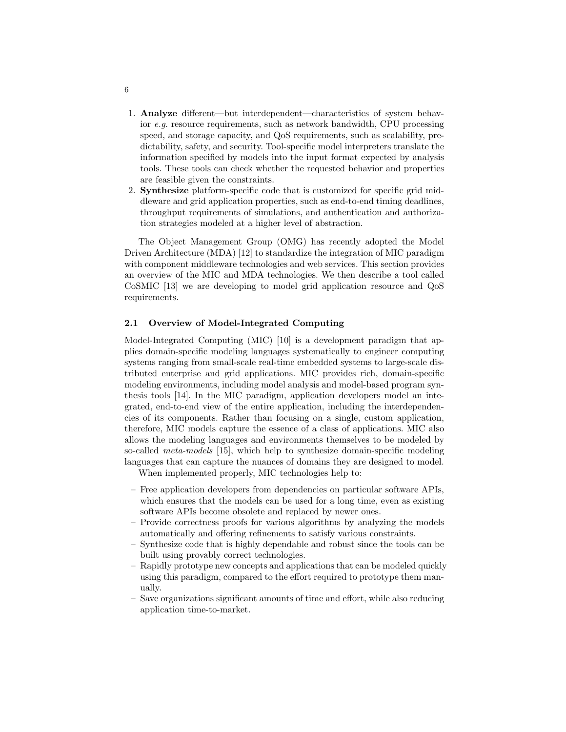1. **Analyze** different—but interdependent—characteristics of system behavior *e.g.* resource requirements, such as network bandwidth, CPU processing speed, and storage capacity, and QoS requirements, such as scalability, predictability, safety, and security. Tool-specific model interpreters translate the information specified by models into the input format expected by analysis tools. These tools can check whether the requested behavior and properties are feasible given the constraints.
2. **Synthesize** platform-specific code that is customized for specific grid middleware and grid application properties, such as end-to-end timing deadlines, throughput requirements of simulations, and authentication and authorization strategies modeled at a higher level of abstraction.

The Object Management Group (OMG) has recently adopted the Model Driven Architecture (MDA) [12] to standardize the integration of MIC paradigm with component middleware technologies and web services. This section provides an overview of the MIC and MDA technologies. We then describe a tool called CoSMIC [13] we are developing to model grid application resource and QoS requirements.

### 2.1 Overview of Model-Integrated Computing

Model-Integrated Computing (MIC) [10] is a development paradigm that applies domain-specific modeling languages systematically to engineer computing systems ranging from small-scale real-time embedded systems to large-scale distributed enterprise and grid applications. MIC provides rich, domain-specific modeling environments, including model analysis and model-based program synthesis tools [14]. In the MIC paradigm, application developers model an integrated, end-to-end view of the entire application, including the interdependencies of its components. Rather than focusing on a single, custom application, therefore, MIC models capture the essence of a class of applications. MIC also allows the modeling languages and environments themselves to be modeled by so-called *meta-models* [15], which help to synthesize domain-specific modeling languages that can capture the nuances of domains they are designed to model.

When implemented properly, MIC technologies help to:

- Free application developers from dependencies on particular software APIs, which ensures that the models can be used for a long time, even as existing software APIs become obsolete and replaced by newer ones.
- Provide correctness proofs for various algorithms by analyzing the models automatically and offering refinements to satisfy various constraints.
- Synthesize code that is highly dependable and robust since the tools can be built using provably correct technologies.
- Rapidly prototype new concepts and applications that can be modeled quickly using this paradigm, compared to the effort required to prototype them manually.
- Save organizations significant amounts of time and effort, while also reducing application time-to-market.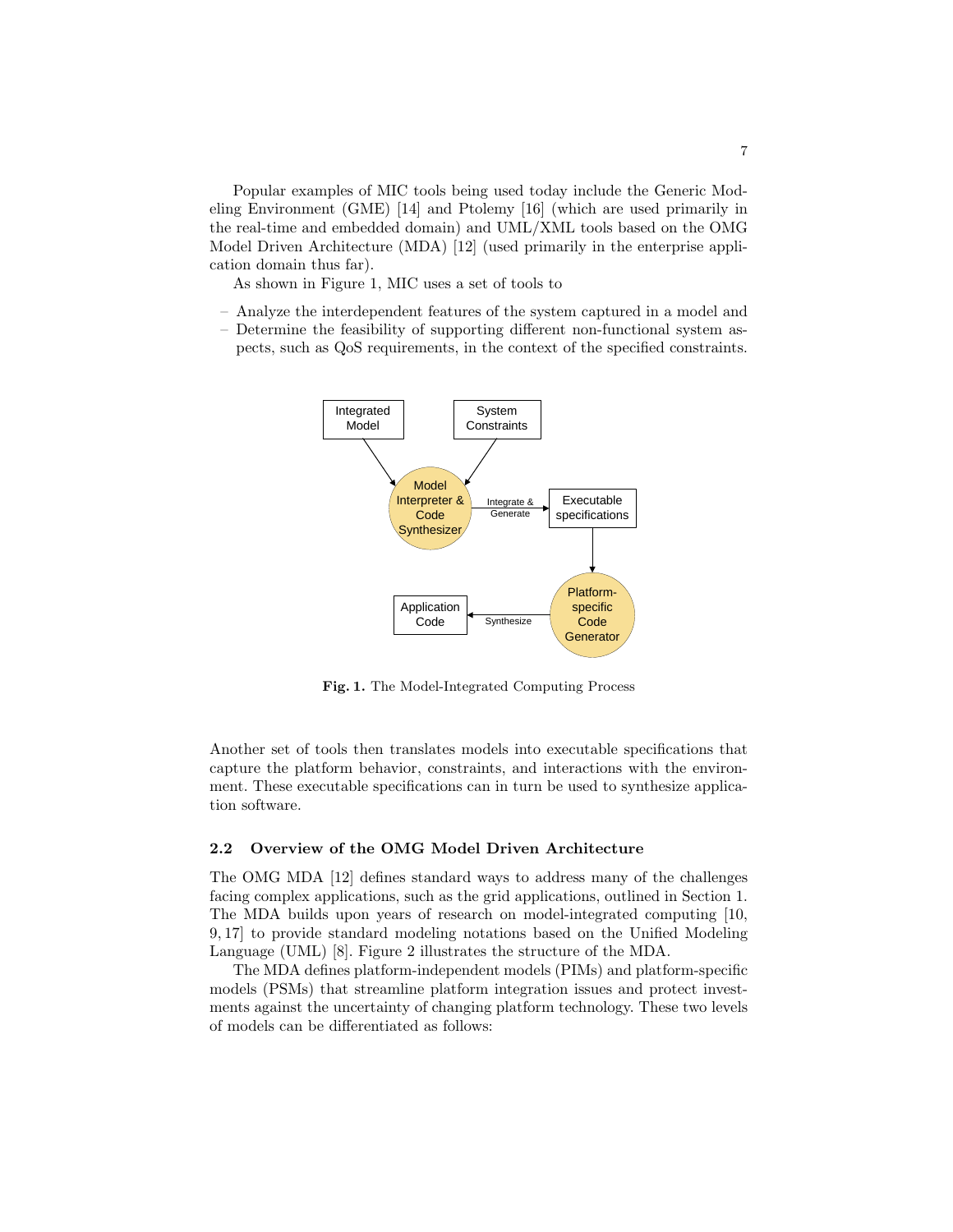Popular examples of MIC tools being used today include the Generic Modeling Environment (GME) [14] and Ptolemy [16] (which are used primarily in the real-time and embedded domain) and UML/XML tools based on the OMG Model Driven Architecture (MDA) [12] (used primarily in the enterprise application domain thus far).

As shown in Figure 1, MIC uses a set of tools to

- Analyze the interdependent features of the system captured in a model and
- Determine the feasibility of supporting different non-functional system aspects, such as QoS requirements, in the context of the specified constraints.

**Fig. 1.** The Model-Integrated Computing Process

Another set of tools then translates models into executable specifications that capture the platform behavior, constraints, and interactions with the environment. These executable specifications can in turn be used to synthesize application software.

### 2.2 Overview of the OMG Model Driven Architecture

The OMG MDA [12] defines standard ways to address many of the challenges facing complex applications, such as the grid applications, outlined in Section 1. The MDA builds upon years of research on model-integrated computing [10, 9, 17] to provide standard modeling notations based on the Unified Modeling Language (UML) [8]. Figure 2 illustrates the structure of the MDA.

The MDA defines platform-independent models (PIMs) and platform-specific models (PSMs) that streamline platform integration issues and protect investments against the uncertainty of changing platform technology. These two levels of models can be differentiated as follows: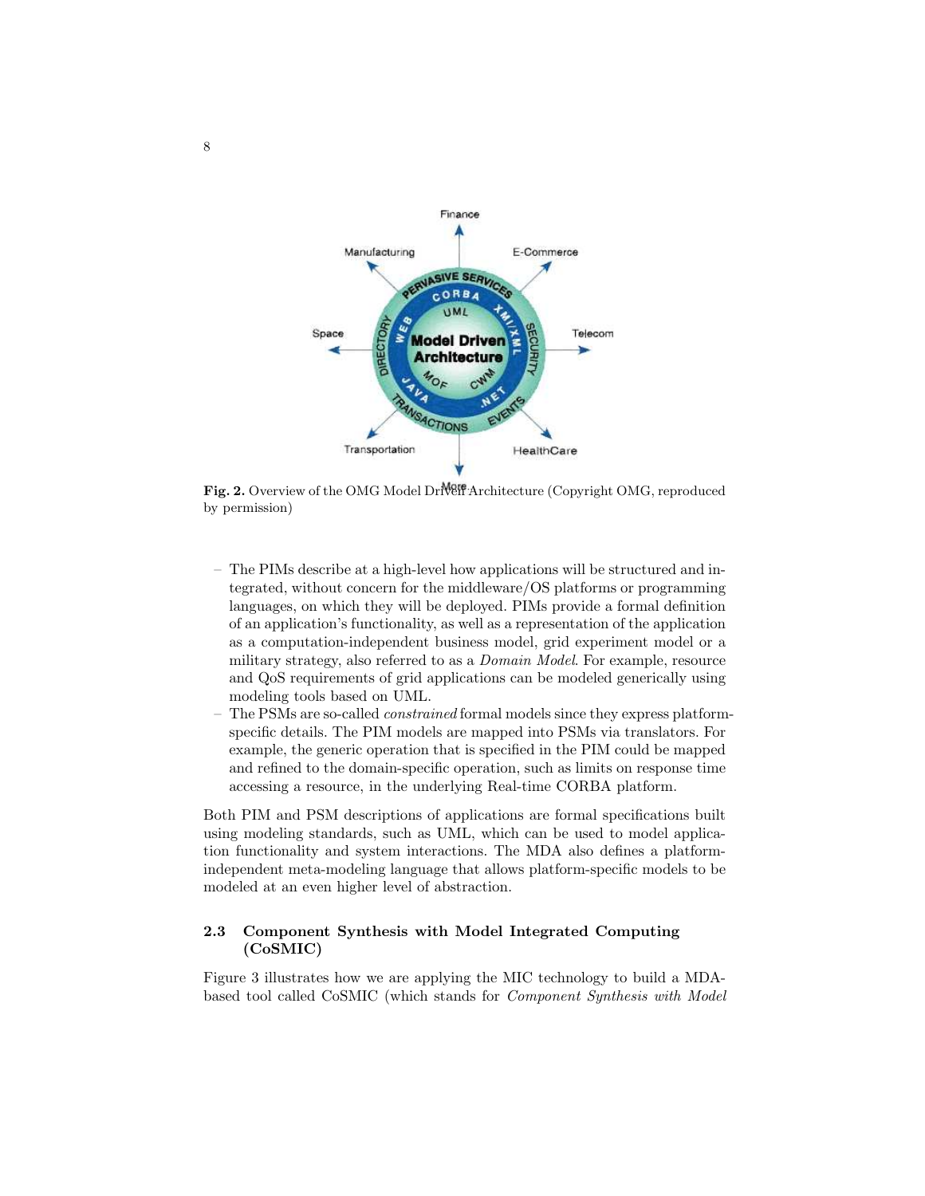Fig. 2. Overview of the OMG Model Driven Architecture (Copyright OMG, reproduced by permission)

- The PIMs describe at a high-level how applications will be structured and integrated, without concern for the middleware/OS platforms or programming languages, on which they will be deployed. PIMs provide a formal definition of an application's functionality, as well as a representation of the application as a computation-independent business model, grid experiment model or a military strategy, also referred to as a *Domain Model*. For example, resource and QoS requirements of grid applications can be modeled generically using modeling tools based on UML.
- The PSMs are so-called *constrained* formal models since they express platform-specific details. The PIM models are mapped into PSMs via translators. For example, the generic operation that is specified in the PIM could be mapped and refined to the domain-specific operation, such as limits on response time accessing a resource, in the underlying Real-time CORBA platform.

Both PIM and PSM descriptions of applications are formal specifications built using modeling standards, such as UML, which can be used to model application functionality and system interactions. The MDA also defines a platform-independent meta-modeling language that allows platform-specific models to be modeled at an even higher level of abstraction.

### 2.3 Component Synthesis with Model Integrated Computing (CoSMIC)

Figure 3 illustrates how we are applying the MIC technology to build a MDA-based tool called CoSMIC (which stands for *Component Synthesis with Model*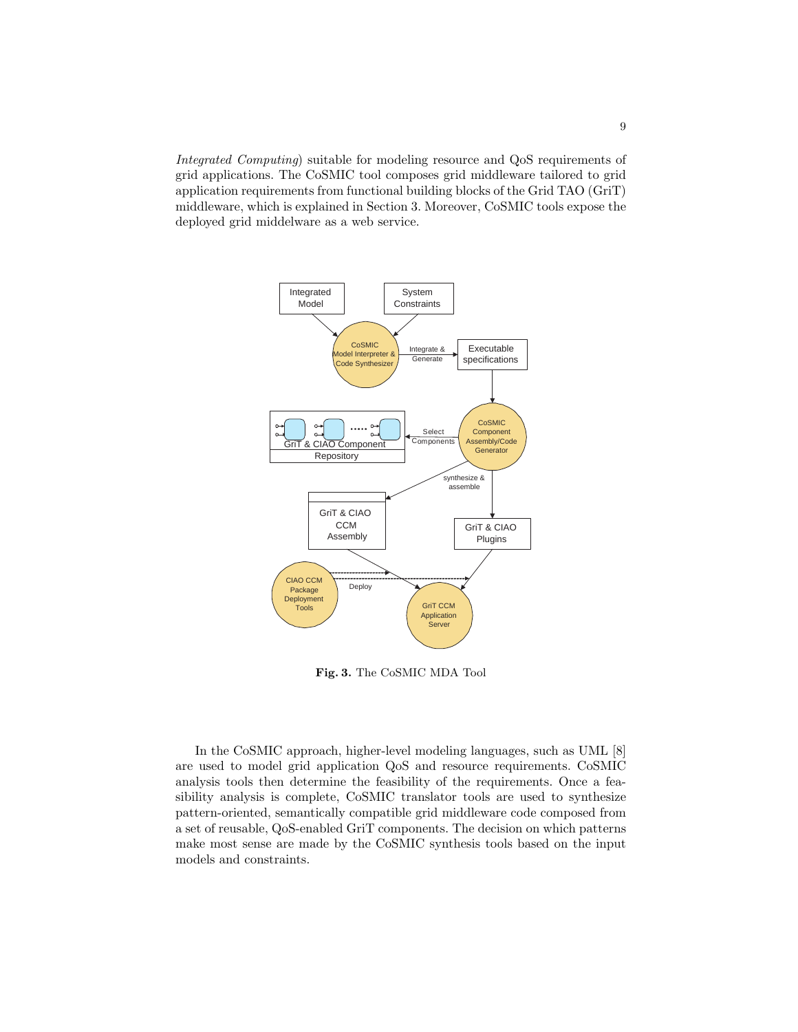*Integrated Computing*) suitable for modeling resource and QoS requirements of grid applications. The CoSMIC tool composes grid middleware tailored to grid application requirements from functional building blocks of the Grid TAO (GriT) middleware, which is explained in Section 3. Moreover, CoSMIC tools expose the deployed grid middelware as a web service.

**Fig. 3.** The CoSMIC MDA Tool

In the CoSMIC approach, higher-level modeling languages, such as UML [8] are used to model grid application QoS and resource requirements. CoSMIC analysis tools then determine the feasibility of the requirements. Once a feasibility analysis is complete, CoSMIC translator tools are used to synthesize pattern-oriented, semantically compatible grid middleware code composed from a set of reusable, QoS-enabled GriT components. The decision on which patterns make most sense are made by the CoSMIC synthesis tools based on the input models and constraints.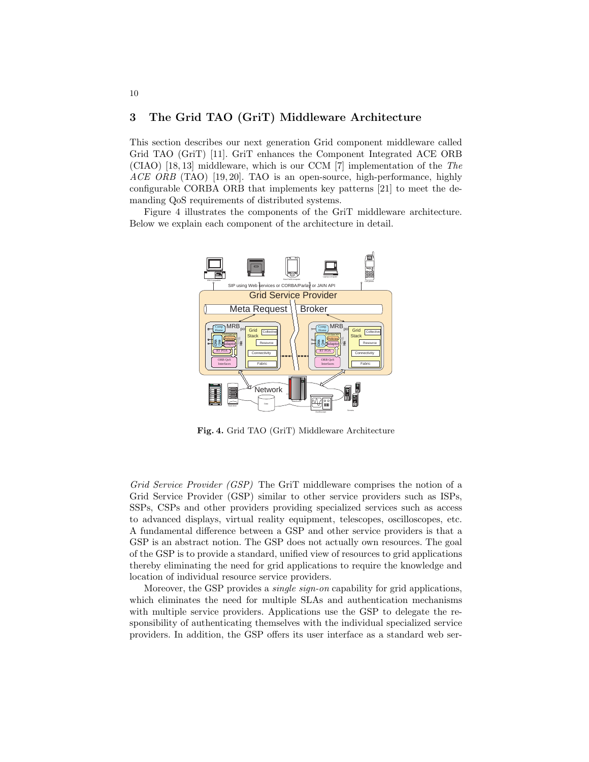## 3 The Grid TAO (GriT) Middleware Architecture

This section describes our next generation Grid component middleware called Grid TAO (GriT) [11]. GriT enhances the Component Integrated ACE ORB (CIAO) [18, 13] middleware, which is our CCM [7] implementation of the *The ACE ORB* (TAO) [19, 20]. TAO is an open-source, high-performance, highly configurable CORBA ORB that implements key patterns [21] to meet the demanding QoS requirements of distributed systems.

Figure 4 illustrates the components of the GriT middleware architecture. Below we explain each component of the architecture in detail.

**Fig. 4.** Grid TAO (GriT) Middleware Architecture

*Grid Service Provider (GSP)* The GriT middleware comprises the notion of a Grid Service Provider (GSP) similar to other service providers such as ISPs, SSPs, CSPs and other providers providing specialized services such as access to advanced displays, virtual reality equipment, telescopes, oscilloscopes, etc. A fundamental difference between a GSP and other service providers is that a GSP is an abstract notion. The GSP does not actually own resources. The goal of the GSP is to provide a standard, unified view of resources to grid applications thereby eliminating the need for grid applications to require the knowledge and location of individual resource service providers.

Moreover, the GSP provides a *single sign-on* capability for grid applications, which eliminates the need for multiple SLAs and authentication mechanisms with multiple service providers. Applications use the GSP to delegate the responsibility of authenticating themselves with the individual specialized service providers. In addition, the GSP offers its user interface as a standard web ser-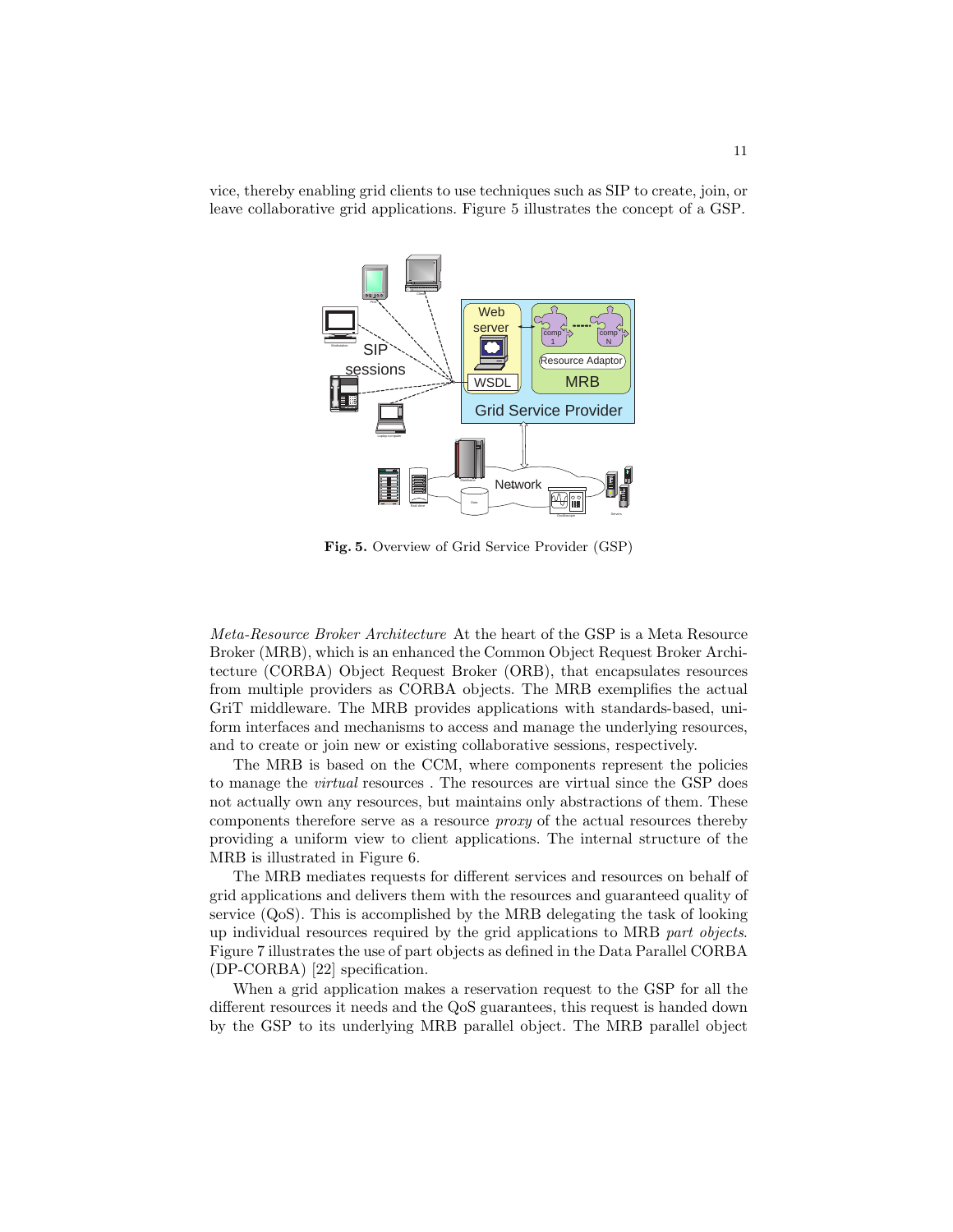vice, thereby enabling grid clients to use techniques such as SIP to create, join, or leave collaborative grid applications. Figure 5 illustrates the concept of a GSP.

**Fig. 5.** Overview of Grid Service Provider (GSP)

*Meta-Resource Broker Architecture* At the heart of the GSP is a Meta Resource Broker (MRB), which is an enhanced the Common Object Request Broker Architecture (CORBA) Object Request Broker (ORB), that encapsulates resources from multiple providers as CORBA objects. The MRB exemplifies the actual GriT middleware. The MRB provides applications with standards-based, uniform interfaces and mechanisms to access and manage the underlying resources, and to create or join new or existing collaborative sessions, respectively.

The MRB is based on the CCM, where components represent the policies to manage the *virtual* resources . The resources are virtual since the GSP does not actually own any resources, but maintains only abstractions of them. These components therefore serve as a resource *proxy* of the actual resources thereby providing a uniform view to client applications. The internal structure of the MRB is illustrated in Figure 6.

The MRB mediates requests for different services and resources on behalf of grid applications and delivers them with the resources and guaranteed quality of service (QoS). This is accomplished by the MRB delegating the task of looking up individual resources required by the grid applications to MRB *part objects*. Figure 7 illustrates the use of part objects as defined in the Data Parallel CORBA (DP-CORBA) [22] specification.

When a grid application makes a reservation request to the GSP for all the different resources it needs and the QoS guarantees, this request is handed down by the GSP to its underlying MRB parallel object. The MRB parallel object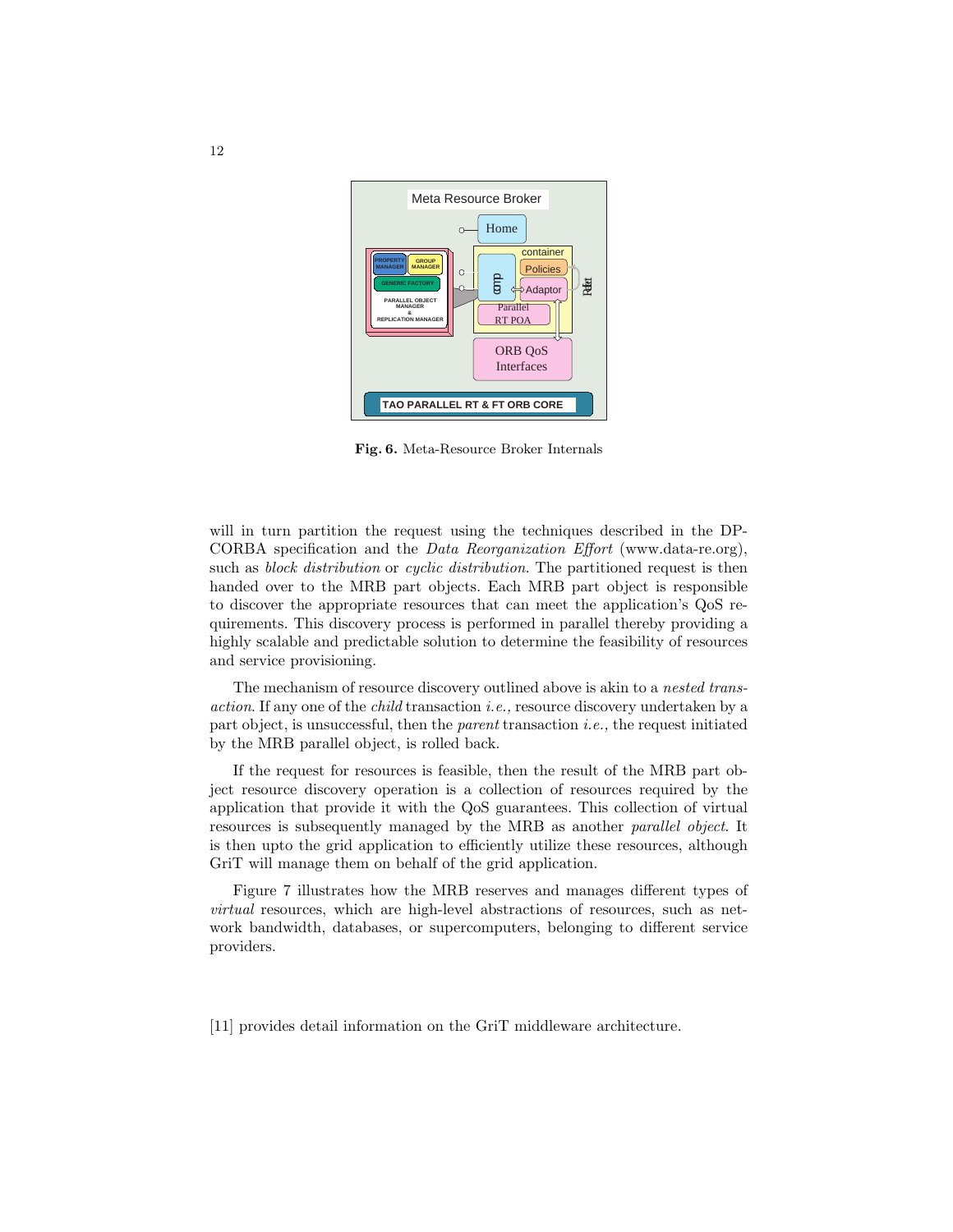Fig. 6. Meta-Resource Broker Internals

will in turn partition the request using the techniques described in the DP-CORBA specification and the *Data Reorganization Effort* (www.data-re.org), such as *block distribution* or *cyclic distribution*. The partitioned request is then handed over to the MRB part objects. Each MRB part object is responsible to discover the appropriate resources that can meet the application's QoS requirements. This discovery process is performed in parallel thereby providing a highly scalable and predictable solution to determine the feasibility of resources and service provisioning.

The mechanism of resource discovery outlined above is akin to a *nested transaction*. If any one of the *child* transaction *i.e.,* resource discovery undertaken by a part object, is unsuccessful, then the *parent* transaction *i.e.,* the request initiated by the MRB parallel object, is rolled back.

If the request for resources is feasible, then the result of the MRB part object resource discovery operation is a collection of resources required by the application that provide it with the QoS guarantees. This collection of virtual resources is subsequently managed by the MRB as another *parallel object*. It is then upto the grid application to efficiently utilize these resources, although GriT will manage them on behalf of the grid application.

Figure 7 illustrates how the MRB reserves and manages different types of *virtual* resources, which are high-level abstractions of resources, such as network bandwidth, databases, or supercomputers, belonging to different service providers.

[11] provides detail information on the GriT middleware architecture.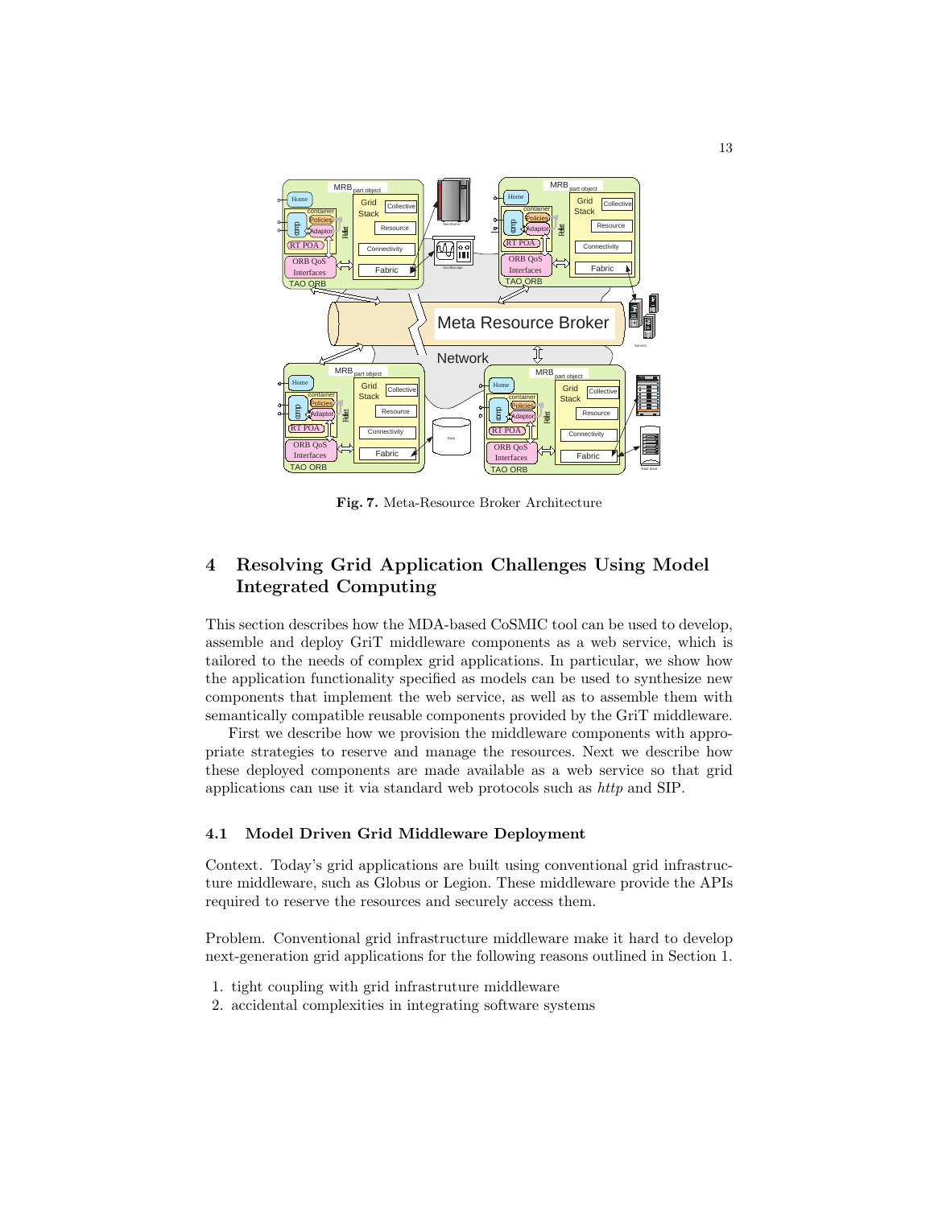**Fig. 7.** Meta-Resource Broker Architecture

## 4 Resolving Grid Application Challenges Using Model Integrated Computing

This section describes how the MDA-based CoSMIC tool can be used to develop, assemble and deploy GriT middleware components as a web service, which is tailored to the needs of complex grid applications. In particular, we show how the application functionality specified as models can be used to synthesize new components that implement the web service, as well as to assemble them with semantically compatible reusable components provided by the GriT middleware.

First we describe how we provision the middleware components with appropriate strategies to reserve and manage the resources. Next we describe how these deployed components are made available as a web service so that grid applications can use it via standard web protocols such as *http* and SIP.

### 4.1 Model Driven Grid Middleware Deployment

Context. Today's grid applications are built using conventional grid infrastructure middleware, such as Globus or Legion. These middleware provide the APIs required to reserve the resources and securely access them.

Problem. Conventional grid infrastructure middleware make it hard to develop next-generation grid applications for the following reasons outlined in Section 1.

1. tight coupling with grid infrastruture middleware
2. accidental complexities in integrating software systems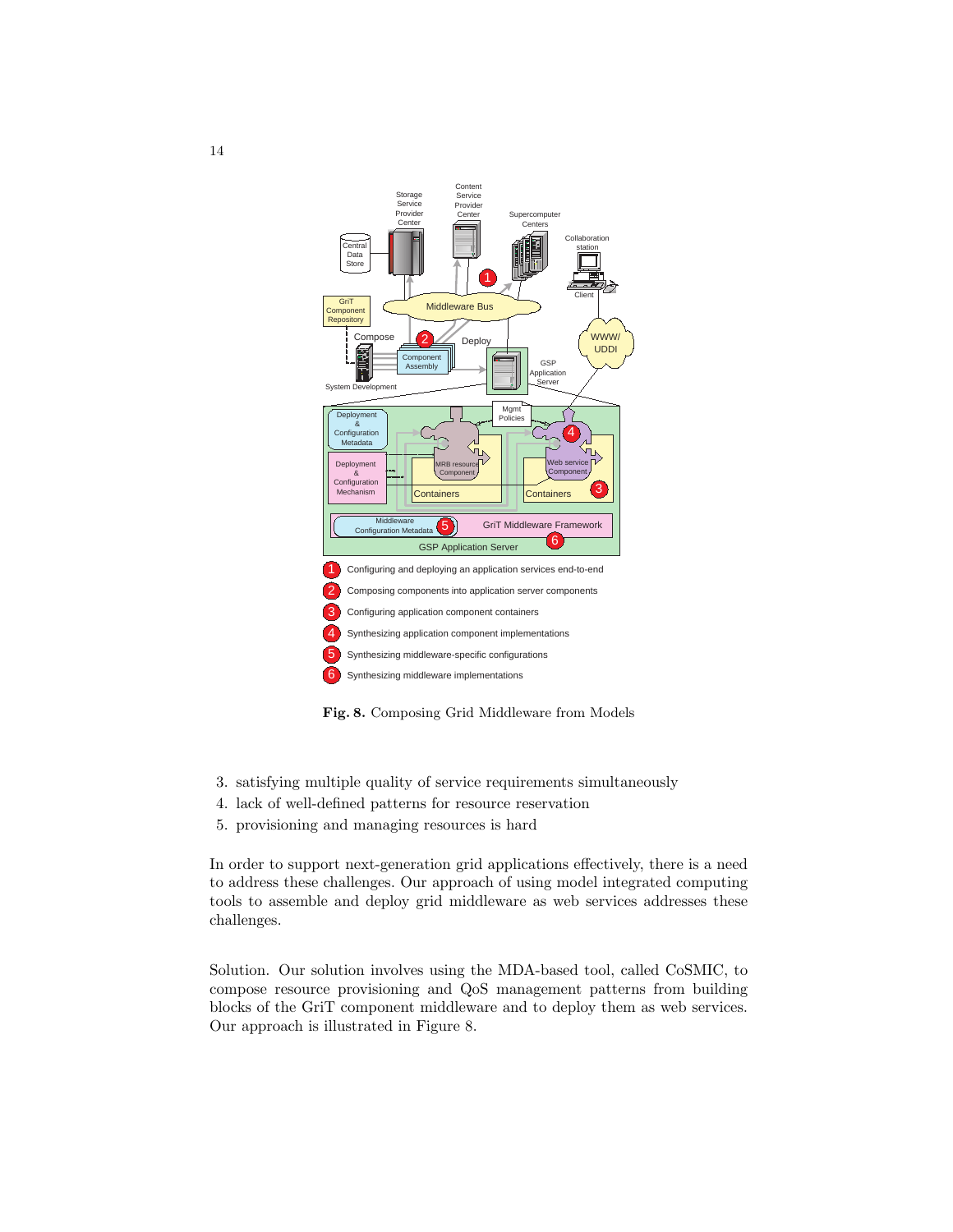Fig. 8. Composing Grid Middleware from Models

3. satisfying multiple quality of service requirements simultaneously
4. lack of well-defined patterns for resource reservation
5. provisioning and managing resources is hard

In order to support next-generation grid applications effectively, there is a need to address these challenges. Our approach of using model integrated computing tools to assemble and deploy grid middleware as web services addresses these challenges.

Solution. Our solution involves using the MDA-based tool, called CoSMIC, to compose resource provisioning and QoS management patterns from building blocks of the GriT component middleware and to deploy them as web services. Our approach is illustrated in Figure 8.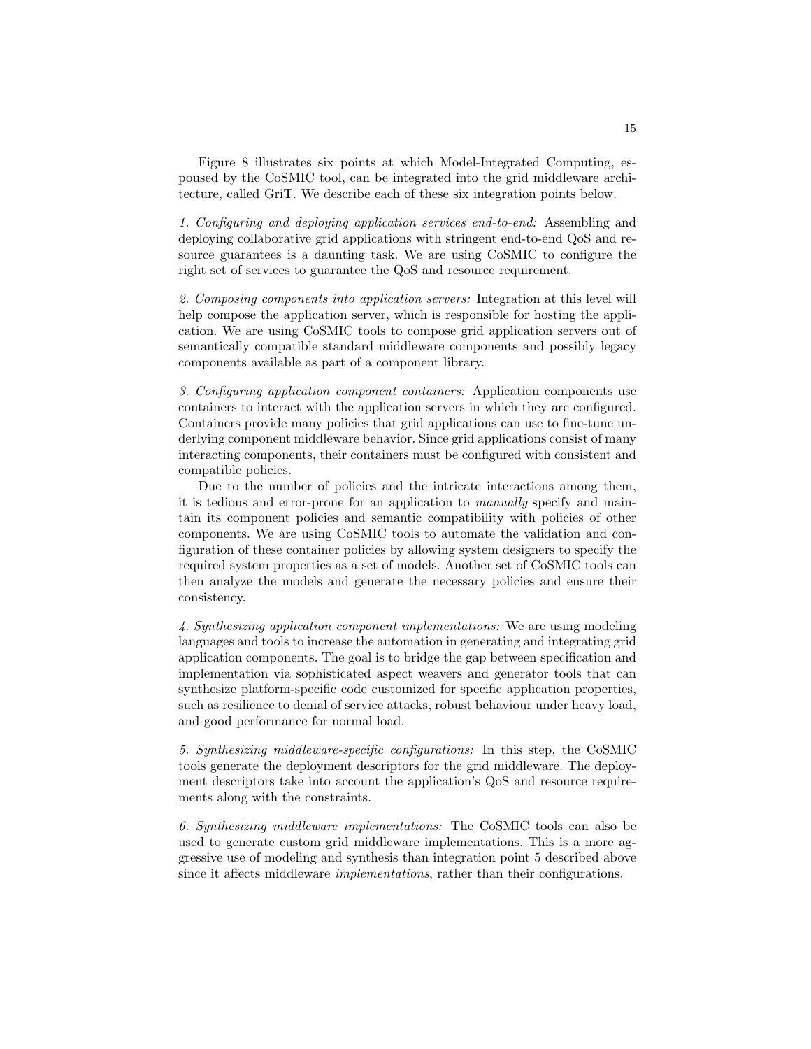Figure 8 illustrates six points at which Model-Integrated Computing, espoused by the CoSMIC tool, can be integrated into the grid middleware architecture, called GriT. We describe each of these six integration points below.

*1. Configuring and deploying application services end-to-end:* Assembling and deploying collaborative grid applications with stringent end-to-end QoS and resource guarantees is a daunting task. We are using CoSMIC to configure the right set of services to guarantee the QoS and resource requirement.

*2. Composing components into application servers:* Integration at this level will help compose the application server, which is responsible for hosting the application. We are using CoSMIC tools to compose grid application servers out of semantically compatible standard middleware components and possibly legacy components available as part of a component library.

*3. Configuring application component containers:* Application components use containers to interact with the application servers in which they are configured. Containers provide many policies that grid applications can use to fine-tune underlying component middleware behavior. Since grid applications consist of many interacting components, their containers must be configured with consistent and compatible policies.

Due to the number of policies and the intricate interactions among them, it is tedious and error-prone for an application to *manually* specify and maintain its component policies and semantic compatibility with policies of other components. We are using CoSMIC tools to automate the validation and configuration of these container policies by allowing system designers to specify the required system properties as a set of models. Another set of CoSMIC tools can then analyze the models and generate the necessary policies and ensure their consistency.

*4. Synthesizing application component implementations:* We are using modeling languages and tools to increase the automation in generating and integrating grid application components. The goal is to bridge the gap between specification and implementation via sophisticated aspect weavers and generator tools that can synthesize platform-specific code customized for specific application properties, such as resilience to denial of service attacks, robust behaviour under heavy load, and good performance for normal load.

*5. Synthesizing middleware-specific configurations:* In this step, the CoSMIC tools generate the deployment descriptors for the grid middleware. The deployment descriptors take into account the application's QoS and resource requirements along with the constraints.

*6. Synthesizing middleware implementations:* The CoSMIC tools can also be used to generate custom grid middleware implementations. This is a more aggressive use of modeling and synthesis than integration point 5 described above since it affects middleware *implementations*, rather than their configurations.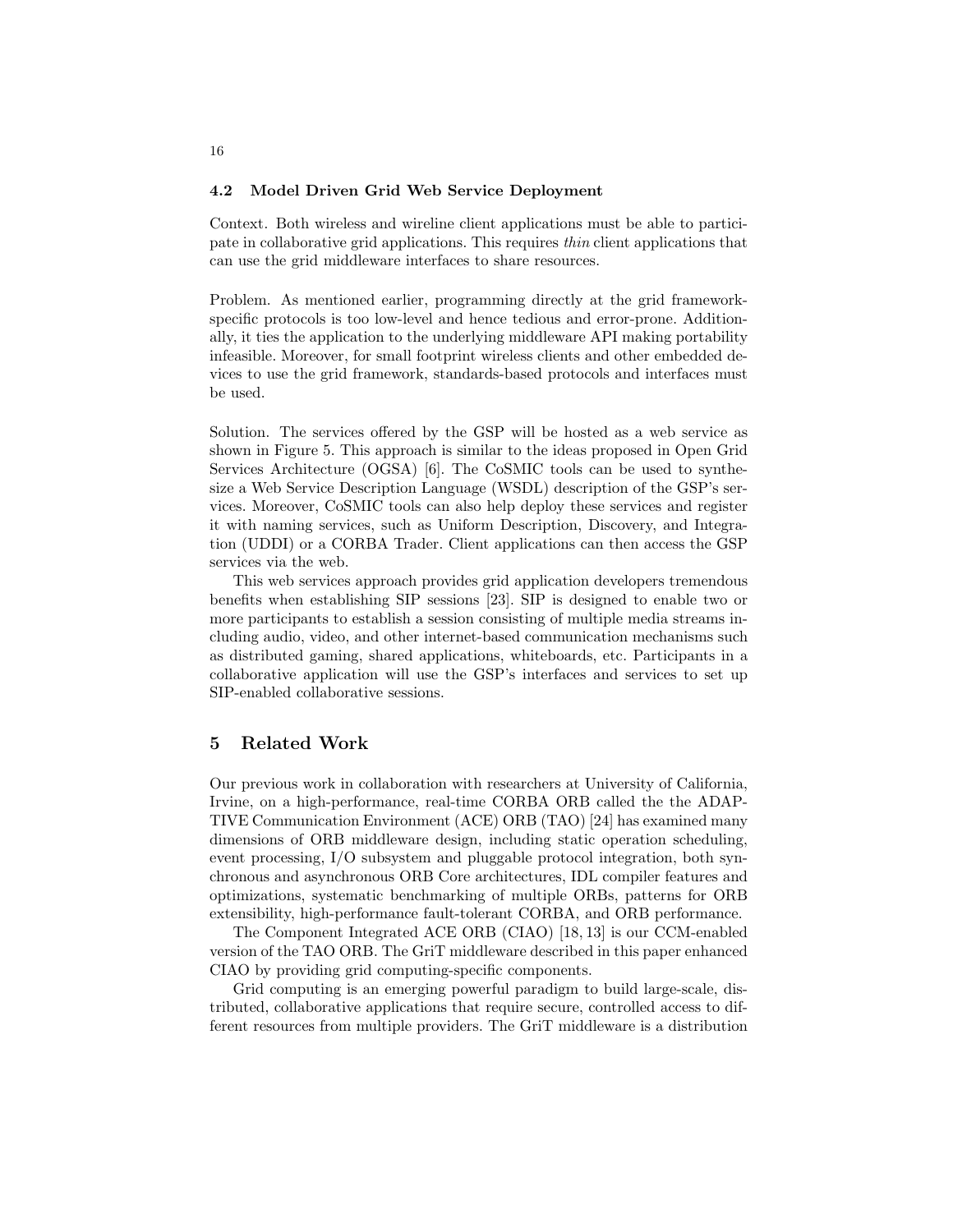### 4.2 Model Driven Grid Web Service Deployment

Context. Both wireless and wireline client applications must be able to participate in collaborative grid applications. This requires *thin* client applications that can use the grid middleware interfaces to share resources.

Problem. As mentioned earlier, programming directly at the grid framework-specific protocols is too low-level and hence tedious and error-prone. Additionally, it ties the application to the underlying middleware API making portability infeasible. Moreover, for small footprint wireless clients and other embedded devices to use the grid framework, standards-based protocols and interfaces must be used.

Solution. The services offered by the GSP will be hosted as a web service as shown in Figure 5. This approach is similar to the ideas proposed in Open Grid Services Architecture (OGSA) [6]. The CoSMIC tools can be used to synthesize a Web Service Description Language (WSDL) description of the GSP's services. Moreover, CoSMIC tools can also help deploy these services and register it with naming services, such as Uniform Description, Discovery, and Integration (UDDI) or a CORBA Trader. Client applications can then access the GSP services via the web.

This web services approach provides grid application developers tremendous benefits when establishing SIP sessions [23]. SIP is designed to enable two or more participants to establish a session consisting of multiple media streams including audio, video, and other internet-based communication mechanisms such as distributed gaming, shared applications, whiteboards, etc. Participants in a collaborative application will use the GSP's interfaces and services to set up SIP-enabled collaborative sessions.

## 5 Related Work

Our previous work in collaboration with researchers at University of California, Irvine, on a high-performance, real-time CORBA ORB called the the ADAPTIVE Communication Environment (ACE) ORB (TAO) [24] has examined many dimensions of ORB middleware design, including static operation scheduling, event processing, I/O subsystem and pluggable protocol integration, both synchronous and asynchronous ORB Core architectures, IDL compiler features and optimizations, systematic benchmarking of multiple ORBs, patterns for ORB extensibility, high-performance fault-tolerant CORBA, and ORB performance.

The Component Integrated ACE ORB (CIAO) [18, 13] is our CCM-enabled version of the TAO ORB. The GriT middleware described in this paper enhanced CIAO by providing grid computing-specific components.

Grid computing is an emerging powerful paradigm to build large-scale, distributed, collaborative applications that require secure, controlled access to different resources from multiple providers. The GriT middleware is a distribution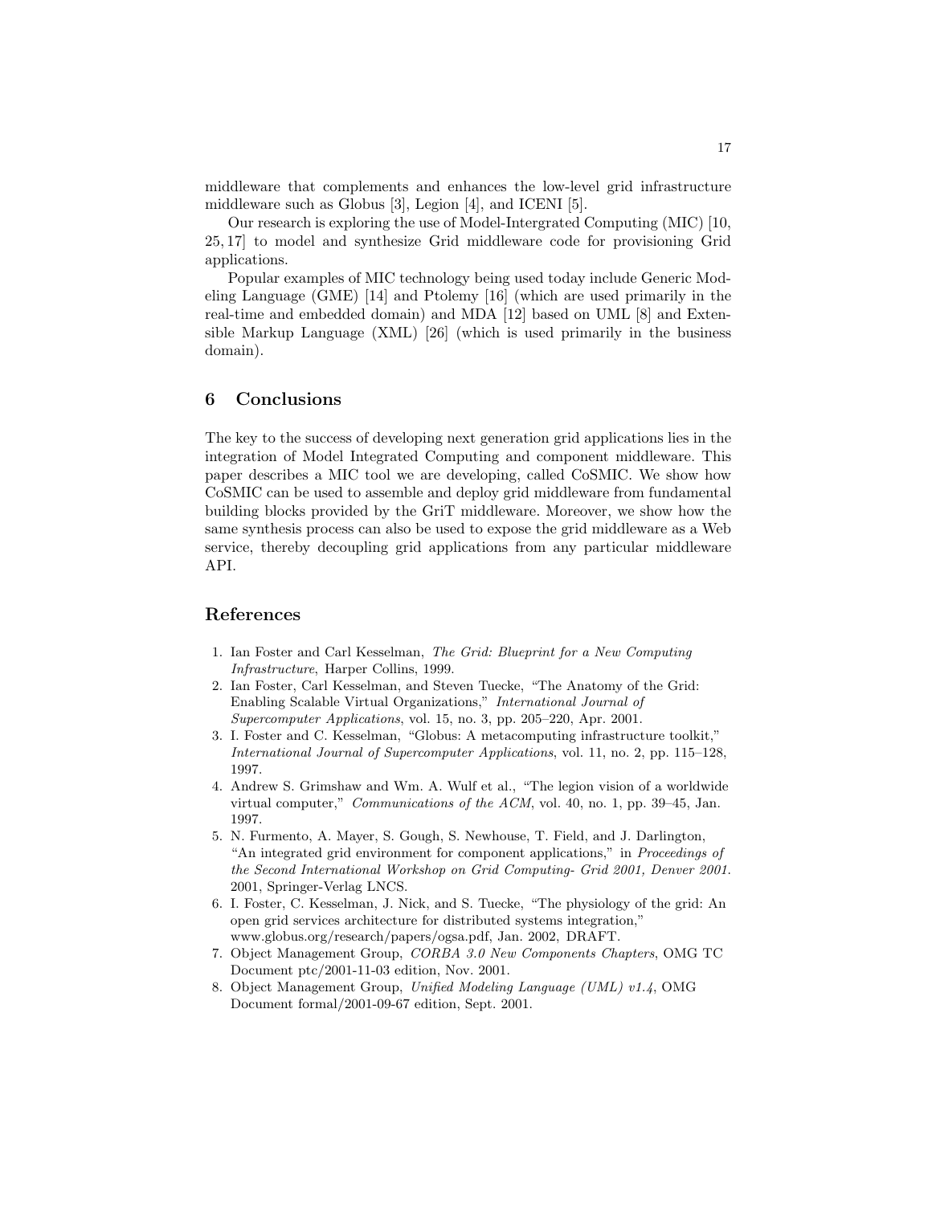middleware that complements and enhances the low-level grid infrastructure middleware such as Globus [3], Legion [4], and ICENI [5].

Our research is exploring the use of Model-Intergrated Computing (MIC) [10, 25, 17] to model and synthesize Grid middleware code for provisioning Grid applications.

Popular examples of MIC technology being used today include Generic Modeling Language (GME) [14] and Ptolemy [16] (which are used primarily in the real-time and embedded domain) and MDA [12] based on UML [8] and Extensible Markup Language (XML) [26] (which is used primarily in the business domain).

## 6 Conclusions

The key to the success of developing next generation grid applications lies in the integration of Model Integrated Computing and component middleware. This paper describes a MIC tool we are developing, called CoSMIC. We show how CoSMIC can be used to assemble and deploy grid middleware from fundamental building blocks provided by the GriT middleware. Moreover, we show how the same synthesis process can also be used to expose the grid middleware as a Web service, thereby decoupling grid applications from any particular middleware API.

## References

1. Ian Foster and Carl Kesselman, *The Grid: Blueprint for a New Computing Infrastructure*, Harper Collins, 1999.
2. Ian Foster, Carl Kesselman, and Steven Tuecke, "The Anatomy of the Grid: Enabling Scalable Virtual Organizations," *International Journal of Supercomputer Applications*, vol. 15, no. 3, pp. 205–220, Apr. 2001.
3. I. Foster and C. Kesselman, "Globus: A metacomputing infrastructure toolkit," *International Journal of Supercomputer Applications*, vol. 11, no. 2, pp. 115–128, 1997.
4. Andrew S. Grimshaw and Wm. A. Wulf et al., "The legion vision of a worldwide virtual computer," *Communications of the ACM*, vol. 40, no. 1, pp. 39–45, Jan. 1997.
5. N. Furmento, A. Mayer, S. Gough, S. Newhouse, T. Field, and J. Darlington, "An integrated grid environment for component applications," in *Proceedings of the Second International Workshop on Grid Computing- Grid 2001, Denver 2001*. 2001, Springer-Verlag LNCS.
6. I. Foster, C. Kesselman, J. Nick, and S. Tuecke, "The physiology of the grid: An open grid services architecture for distributed systems integration," www.globus.org/research/papers/ogsa.pdf, Jan. 2002, DRAFT.
7. Object Management Group, *CORBA 3.0 New Components Chapters*, OMG TC Document ptc/2001-11-03 edition, Nov. 2001.
8. Object Management Group, *Unified Modeling Language (UML) v1.4*, OMG Document formal/2001-09-67 edition, Sept. 2001.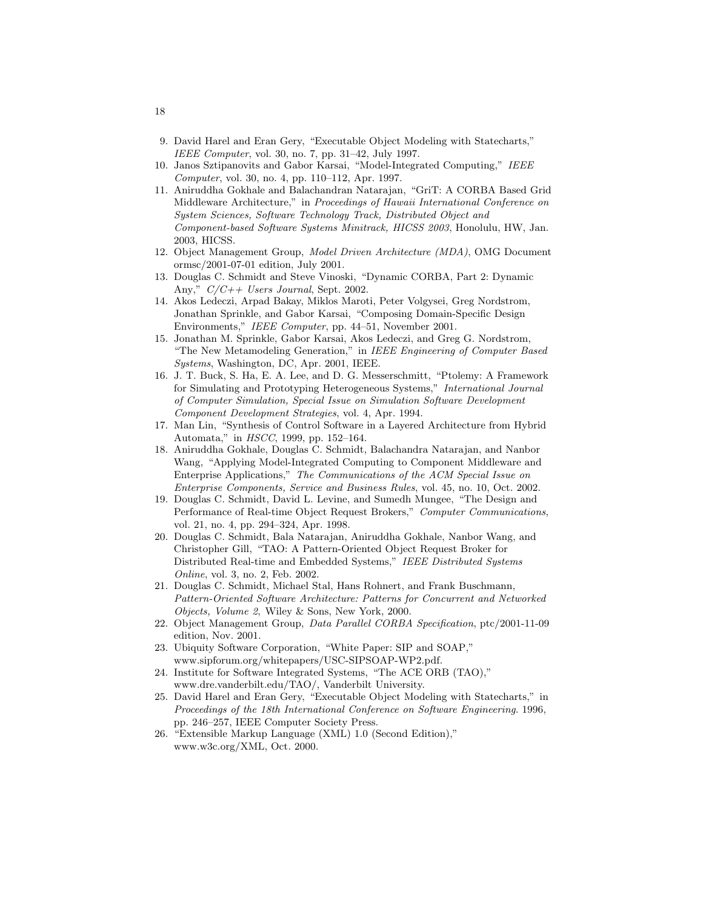9. David Harel and Eran Gery, "Executable Object Modeling with Statecharts," *IEEE Computer*, vol. 30, no. 7, pp. 31–42, July 1997.
10. Janos Sztipanovits and Gabor Karsai, "Model-Integrated Computing," *IEEE Computer*, vol. 30, no. 4, pp. 110–112, Apr. 1997.
11. Aniruddha Gokhale and Balachandran Natarajan, "GriT: A CORBA Based Grid Middleware Architecture," in *Proceedings of Hawaii International Conference on System Sciences, Software Technology Track, Distributed Object and Component-based Software Systems Minitrack, HICSS 2003*, Honolulu, HW, Jan. 2003, HICSS.
12. Object Management Group, *Model Driven Architecture (MDA)*, OMG Document ormsc/2001-07-01 edition, July 2001.
13. Douglas C. Schmidt and Steve Vinoski, "Dynamic CORBA, Part 2: Dynamic Any," *C/C++ Users Journal*, Sept. 2002.
14. Akos Ledeczi, Arpad Bakay, Miklos Maroti, Peter Volgysei, Greg Nordstrom, Jonathan Sprinkle, and Gabor Karsai, "Composing Domain-Specific Design Environments," *IEEE Computer*, pp. 44–51, November 2001.
15. Jonathan M. Sprinkle, Gabor Karsai, Akos Ledeczi, and Greg G. Nordstrom, "The New Metamodeling Generation," in *IEEE Engineering of Computer Based Systems*, Washington, DC, Apr. 2001, IEEE.
16. J. T. Buck, S. Ha, E. A. Lee, and D. G. Messerschmitt, "Ptolemy: A Framework for Simulating and Prototyping Heterogeneous Systems," *International Journal of Computer Simulation, Special Issue on Simulation Software Development Component Development Strategies*, vol. 4, Apr. 1994.
17. Man Lin, "Synthesis of Control Software in a Layered Architecture from Hybrid Automata," in *HSCC*, 1999, pp. 152–164.
18. Aniruddha Gokhale, Douglas C. Schmidt, Balachandra Natarajan, and Nanbor Wang, "Applying Model-Integrated Computing to Component Middleware and Enterprise Applications," *The Communications of the ACM Special Issue on Enterprise Components, Service and Business Rules*, vol. 45, no. 10, Oct. 2002.
19. Douglas C. Schmidt, David L. Levine, and Sumedh Mungee, "The Design and Performance of Real-time Object Request Brokers," *Computer Communications*, vol. 21, no. 4, pp. 294–324, Apr. 1998.
20. Douglas C. Schmidt, Bala Natarajan, Aniruddha Gokhale, Nanbor Wang, and Christopher Gill, "TAO: A Pattern-Oriented Object Request Broker for Distributed Real-time and Embedded Systems," *IEEE Distributed Systems Online*, vol. 3, no. 2, Feb. 2002.
21. Douglas C. Schmidt, Michael Stal, Hans Rohnert, and Frank Buschmann, *Pattern-Oriented Software Architecture: Patterns for Concurrent and Networked Objects, Volume 2*, Wiley & Sons, New York, 2000.
22. Object Management Group, *Data Parallel CORBA Specification*, ptc/2001-11-09 edition, Nov. 2001.
23. Ubiquity Software Corporation, "White Paper: SIP and SOAP," www.sipforum.org/whitepapers/USC-SIPSOAP-WP2.pdf.
24. Institute for Software Integrated Systems, "The ACE ORB (TAO)," www.dre.vanderbilt.edu/TAO/, Vanderbilt University.
25. David Harel and Eran Gery, "Executable Object Modeling with Statecharts," in *Proceedings of the 18th International Conference on Software Engineering*. 1996, pp. 246–257, IEEE Computer Society Press.
26. "Extensible Markup Language (XML) 1.0 (Second Edition)," www.w3c.org/XML, Oct. 2000.